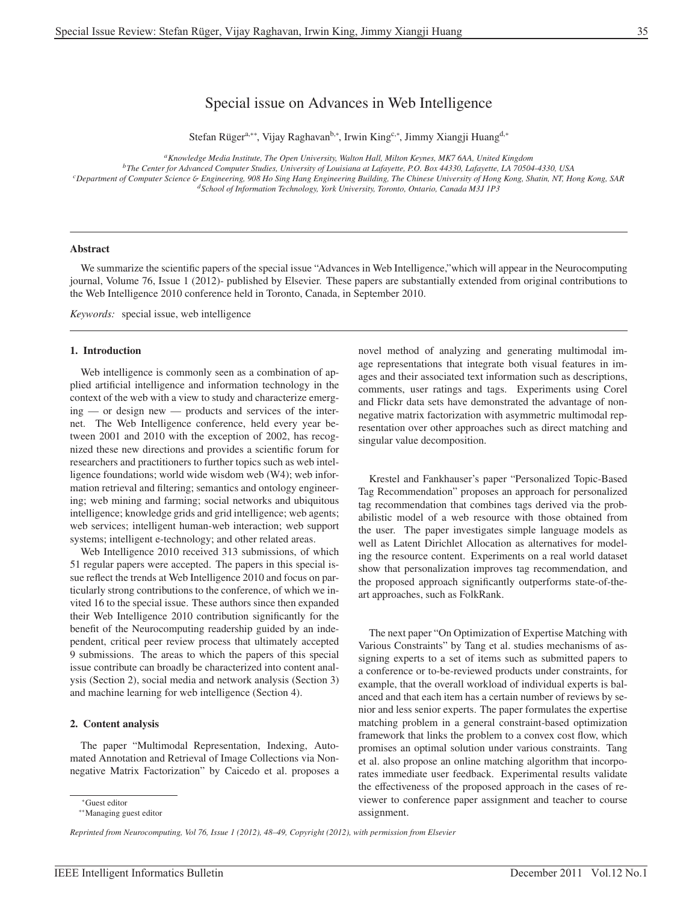# Special issue on Advances in Web Intelligence

Stefan Rüger[a,**], Vijay Raghavan[b,*], Irwin King[c,*], Jimmy Xiangji Huang[d,*]

[a]Knowledge Media Institute, The Open University, Walton Hall, Milton Keynes, MK7 6AA, United Kingdom
[b]The Center for Advanced Computer Studies, University of Louisiana at Lafayette, P.O. Box 44330, Lafayette, LA 70504-4330, USA
[c]Department of Computer Science & Engineering, 908 Ho Sing Hang Engineering Building, The Chinese University of Hong Kong, Shatin, NT, Hong Kong, SAR
[d]School of Information Technology, York University, Toronto, Ontario, Canada M3J 1P3

---

### Abstract

We summarize the scientific papers of the special issue "Advances in Web Intelligence,"which will appear in the Neurocomputing journal, Volume 76, Issue 1 (2012)- published by Elsevier. These papers are substantially extended from original contributions to the Web Intelligence 2010 conference held in Toronto, Canada, in September 2010.

*Keywords:* special issue, web intelligence

---

## 1. Introduction

Web intelligence is commonly seen as a combination of applied artificial intelligence and information technology in the context of the web with a view to study and characterize emerging — or design new — products and services of the internet. The Web Intelligence conference, held every year between 2001 and 2010 with the exception of 2002, has recognized these new directions and provides a scientific forum for researchers and practitioners to further topics such as web intelligence foundations; world wide wisdom web (W4); web information retrieval and filtering; semantics and ontology engineering; web mining and farming; social networks and ubiquitous intelligence; knowledge grids and grid intelligence; web agents; web services; intelligent human-web interaction; web support systems; intelligent e-technology; and other related areas.

Web Intelligence 2010 received 313 submissions, of which 51 regular papers were accepted. The papers in this special issue reflect the trends at Web Intelligence 2010 and focus on particularly strong contributions to the conference, of which we invited 16 to the special issue. These authors since then expanded their Web Intelligence 2010 contribution significantly for the benefit of the Neurocomputing readership guided by an independent, critical peer review process that ultimately accepted 9 submissions. The areas to which the papers of this special issue contribute can broadly be characterized into content analysis (Section 2), social media and network analysis (Section 3) and machine learning for web intelligence (Section 4).

## 2. Content analysis

The paper "Multimodal Representation, Indexing, Automated Annotation and Retrieval of Image Collections via Nonnegative Matrix Factorization" by Caicedo et al. proposes a novel method of analyzing and generating multimodal image representations that integrate both visual features in images and their associated text information such as descriptions, comments, user ratings and tags. Experiments using Corel and Flickr data sets have demonstrated the advantage of nonnegative matrix factorization with asymmetric multimodal representation over other approaches such as direct matching and singular value decomposition.

Krestel and Fankhauser's paper "Personalized Topic-Based Tag Recommendation" proposes an approach for personalized tag recommendation that combines tags derived via the probabilistic model of a web resource with those obtained from the user. The paper investigates simple language models as well as Latent Dirichlet Allocation as alternatives for modeling the resource content. Experiments on a real world dataset show that personalization improves tag recommendation, and the proposed approach significantly outperforms state-of-the-art approaches, such as FolkRank.

The next paper "On Optimization of Expertise Matching with Various Constraints" by Tang et al. studies mechanisms of assigning experts to a set of items such as submitted papers to a conference or to-be-reviewed products under constraints, for example, that the overall workload of individual experts is balanced and that each item has a certain number of reviews by senior and less senior experts. The paper formulates the expertise matching problem in a general constraint-based optimization framework that links the problem to a convex cost flow, which promises an optimal solution under various constraints. Tang et al. also propose an online matching algorithm that incorporates immediate user feedback. Experimental results validate the effectiveness of the proposed approach in the cases of reviewer to conference paper assignment and teacher to course assignment.

*Guest editor

**Managing guest editor

*Reprinted from Neurocomputing, Vol 76, Issue 1 (2012), 48–49, Copyright (2012), with permission from Elsevier*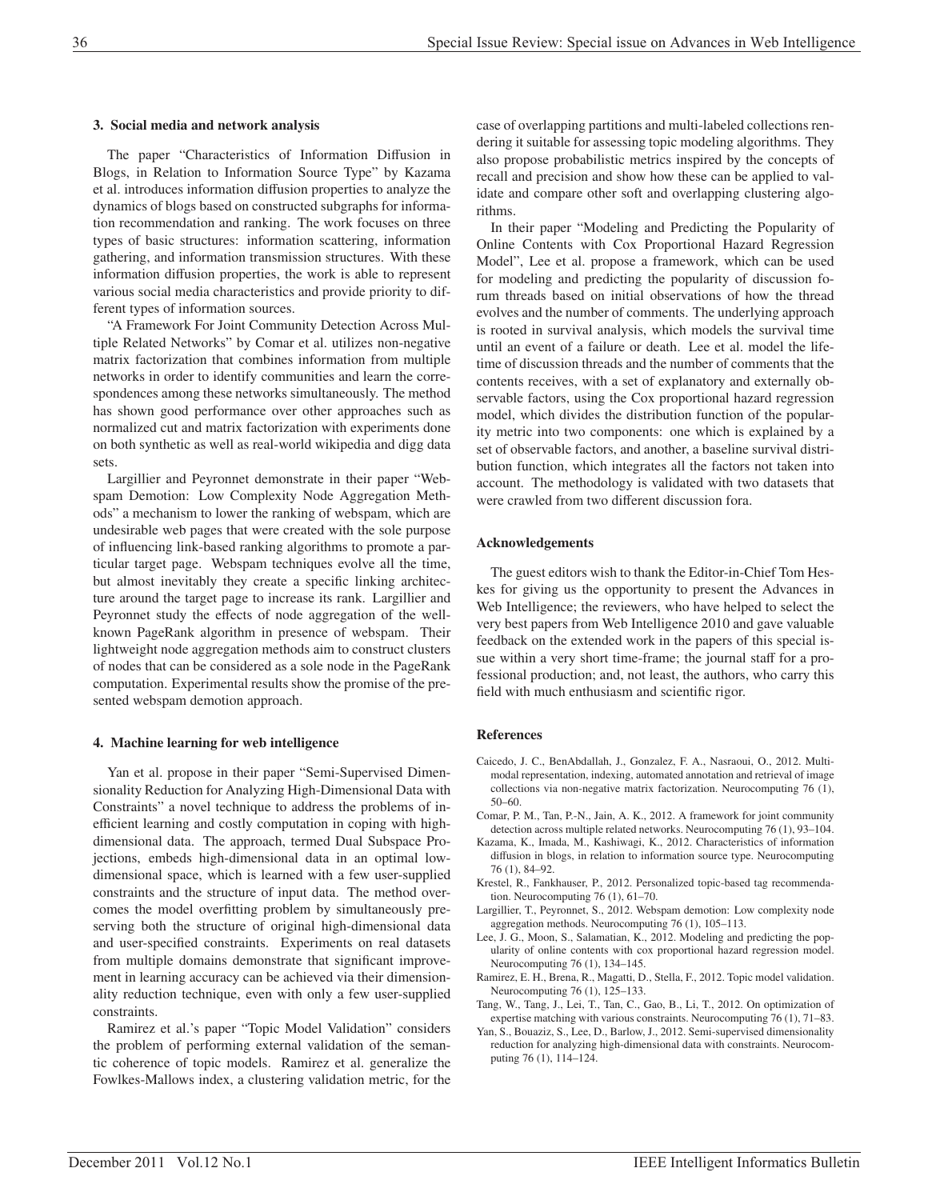## 3. Social media and network analysis

The paper "Characteristics of Information Diffusion in Blogs, in Relation to Information Source Type" by Kazama et al. introduces information diffusion properties to analyze the dynamics of blogs based on constructed subgraphs for information recommendation and ranking. The work focuses on three types of basic structures: information scattering, information gathering, and information transmission structures. With these information diffusion properties, the work is able to represent various social media characteristics and provide priority to different types of information sources.

"A Framework For Joint Community Detection Across Multiple Related Networks" by Comar et al. utilizes non-negative matrix factorization that combines information from multiple networks in order to identify communities and learn the correspondences among these networks simultaneously. The method has shown good performance over other approaches such as normalized cut and matrix factorization with experiments done on both synthetic as well as real-world wikipedia and digg data sets.

Largillier and Peyronnet demonstrate in their paper "Webspam Demotion: Low Complexity Node Aggregation Methods" a mechanism to lower the ranking of webspam, which are undesirable web pages that were created with the sole purpose of influencing link-based ranking algorithms to promote a particular target page. Webspam techniques evolve all the time, but almost inevitably they create a specific linking architecture around the target page to increase its rank. Largillier and Peyronnet study the effects of node aggregation of the well-known PageRank algorithm in presence of webspam. Their lightweight node aggregation methods aim to construct clusters of nodes that can be considered as a sole node in the PageRank computation. Experimental results show the promise of the presented webspam demotion approach.

## 4. Machine learning for web intelligence

Yan et al. propose in their paper "Semi-Supervised Dimensionality Reduction for Analyzing High-Dimensional Data with Constraints" a novel technique to address the problems of inefficient learning and costly computation in coping with high-dimensional data. The approach, termed Dual Subspace Projections, embeds high-dimensional data in an optimal low-dimensional space, which is learned with a few user-supplied constraints and the structure of input data. The method overcomes the model overfitting problem by simultaneously preserving both the structure of original high-dimensional data and user-specified constraints. Experiments on real datasets from multiple domains demonstrate that significant improvement in learning accuracy can be achieved via their dimensionality reduction technique, even with only a few user-supplied constraints.

Ramirez et al.'s paper "Topic Model Validation" considers the problem of performing external validation of the semantic coherence of topic models. Ramirez et al. generalize the Fowlkes-Mallows index, a clustering validation metric, for the case of overlapping partitions and multi-labeled collections rendering it suitable for assessing topic modeling algorithms. They also propose probabilistic metrics inspired by the concepts of recall and precision and show how these can be applied to validate and compare other soft and overlapping clustering algorithms.

In their paper "Modeling and Predicting the Popularity of Online Contents with Cox Proportional Hazard Regression Model", Lee et al. propose a framework, which can be used for modeling and predicting the popularity of discussion forum threads based on initial observations of how the thread evolves and the number of comments. The underlying approach is rooted in survival analysis, which models the survival time until an event of a failure or death. Lee et al. model the lifetime of discussion threads and the number of comments that the contents receives, with a set of explanatory and externally observable factors, using the Cox proportional hazard regression model, which divides the distribution function of the popularity metric into two components: one which is explained by a set of observable factors, and another, a baseline survival distribution function, which integrates all the factors not taken into account. The methodology is validated with two datasets that were crawled from two different discussion fora.

## Acknowledgements

The guest editors wish to thank the Editor-in-Chief Tom Heskes for giving us the opportunity to present the Advances in Web Intelligence; the reviewers, who have helped to select the very best papers from Web Intelligence 2010 and gave valuable feedback on the extended work in the papers of this special issue within a very short time-frame; the journal staff for a professional production; and, not least, the authors, who carry this field with much enthusiasm and scientific rigor.

## References

Caicedo, J. C., BenAbdallah, J., Gonzalez, F. A., Nasraoui, O., 2012. Multimodal representation, indexing, automated annotation and retrieval of image collections via non-negative matrix factorization. Neurocomputing 76 (1), 50–60.

Comar, P. M., Tan, P.-N., Jain, A. K., 2012. A framework for joint community detection across multiple related networks. Neurocomputing 76 (1), 93–104.

Kazama, K., Imada, M., Kashiwagi, K., 2012. Characteristics of information diffusion in blogs, in relation to information source type. Neurocomputing 76 (1), 84–92.

Krestel, R., Fankhauser, P., 2012. Personalized topic-based tag recommendation. Neurocomputing 76 (1), 61–70.

Largillier, T., Peyronnet, S., 2012. Webspam demotion: Low complexity node aggregation methods. Neurocomputing 76 (1), 105–113.

Lee, J. G., Moon, S., Salamatian, K., 2012. Modeling and predicting the popularity of online contents with cox proportional hazard regression model. Neurocomputing 76 (1), 134–145.

Ramirez, E. H., Brena, R., Magatti, D., Stella, F., 2012. Topic model validation. Neurocomputing 76 (1), 125–133.

Tang, W., Tang, J., Lei, T., Tan, C., Gao, B., Li, T., 2012. On optimization of expertise matching with various constraints. Neurocomputing 76 (1), 71–83.

Yan, S., Bouaziz, S., Lee, D., Barlow, J., 2012. Semi-supervised dimensionality reduction for analyzing high-dimensional data with constraints. Neurocomputing 76 (1), 114–124.